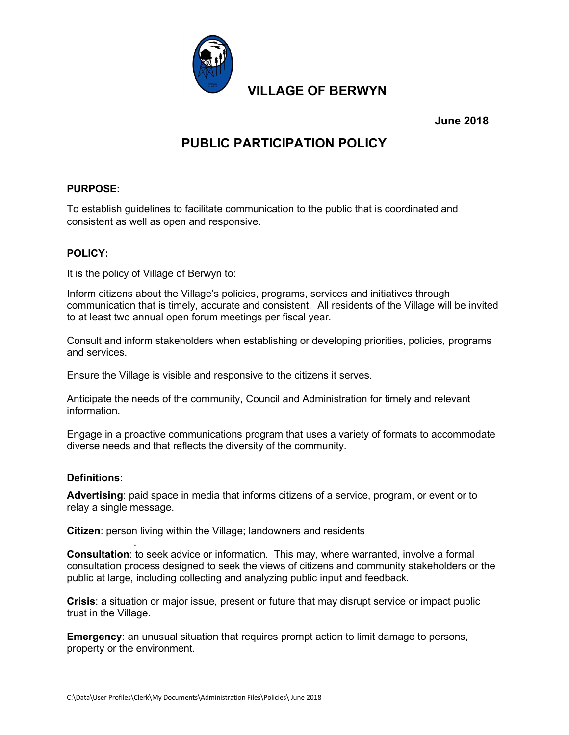# VILLAGE OF BERWYN

**June 2018**

## PUBLIC PARTICIPATION POLICY

### PURPOSE:

To establish guidelines to facilitate communication to the public that is coordinated and consistent as well as open and responsive.

### POLICY:

It is the policy of Village of Berwyn to:

Inform citizens about the Village's policies, programs, services and initiatives through communication that is timely, accurate and consistent. All residents of the Village will be invited to at least two annual open forum meetings per fiscal year.

Consult and inform stakeholders when establishing or developing priorities, policies, programs and services.

Ensure the Village is visible and responsive to the citizens it serves.

Anticipate the needs of the community, Council and Administration for timely and relevant information.

Engage in a proactive communications program that uses a variety of formats to accommodate diverse needs and that reflects the diversity of the community.

### Definitions:

**Advertising**: paid space in media that informs citizens of a service, program, or event or to relay a single message.

**Citizen**: person living within the Village; landowners and residents

**Consultation**: to seek advice or information. This may, where warranted, involve a formal consultation process designed to seek the views of citizens and community stakeholders or the public at large, including collecting and analyzing public input and feedback.

**Crisis**: a situation or major issue, present or future that may disrupt service or impact public trust in the Village.

**Emergency**: an unusual situation that requires prompt action to limit damage to persons, property or the environment.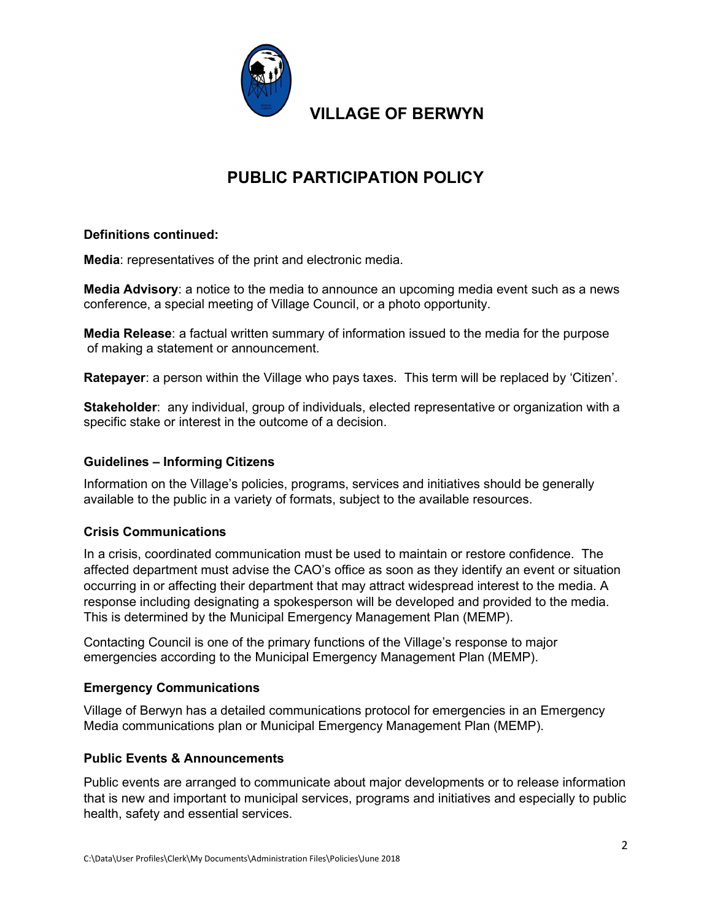# VILLAGE OF BERWYN

## PUBLIC PARTICIPATION POLICY

**Definitions continued:**

**Media**: representatives of the print and electronic media.

**Media Advisory**: a notice to the media to announce an upcoming media event such as a news conference, a special meeting of Village Council, or a photo opportunity.

**Media Release**: a factual written summary of information issued to the media for the purpose of making a statement or announcement.

**Ratepayer**: a person within the Village who pays taxes. This term will be replaced by 'Citizen'.

**Stakeholder**: any individual, group of individuals, elected representative or organization with a specific stake or interest in the outcome of a decision.

### Guidelines – Informing Citizens

Information on the Village's policies, programs, services and initiatives should be generally available to the public in a variety of formats, subject to the available resources.

### Crisis Communications

In a crisis, coordinated communication must be used to maintain or restore confidence. The affected department must advise the CAO's office as soon as they identify an event or situation occurring in or affecting their department that may attract widespread interest to the media. A response including designating a spokesperson will be developed and provided to the media. This is determined by the Municipal Emergency Management Plan (MEMP).

Contacting Council is one of the primary functions of the Village's response to major emergencies according to the Municipal Emergency Management Plan (MEMP).

### Emergency Communications

Village of Berwyn has a detailed communications protocol for emergencies in an Emergency Media communications plan or Municipal Emergency Management Plan (MEMP).

### Public Events & Announcements

Public events are arranged to communicate about major developments or to release information that is new and important to municipal services, programs and initiatives and especially to public health, safety and essential services.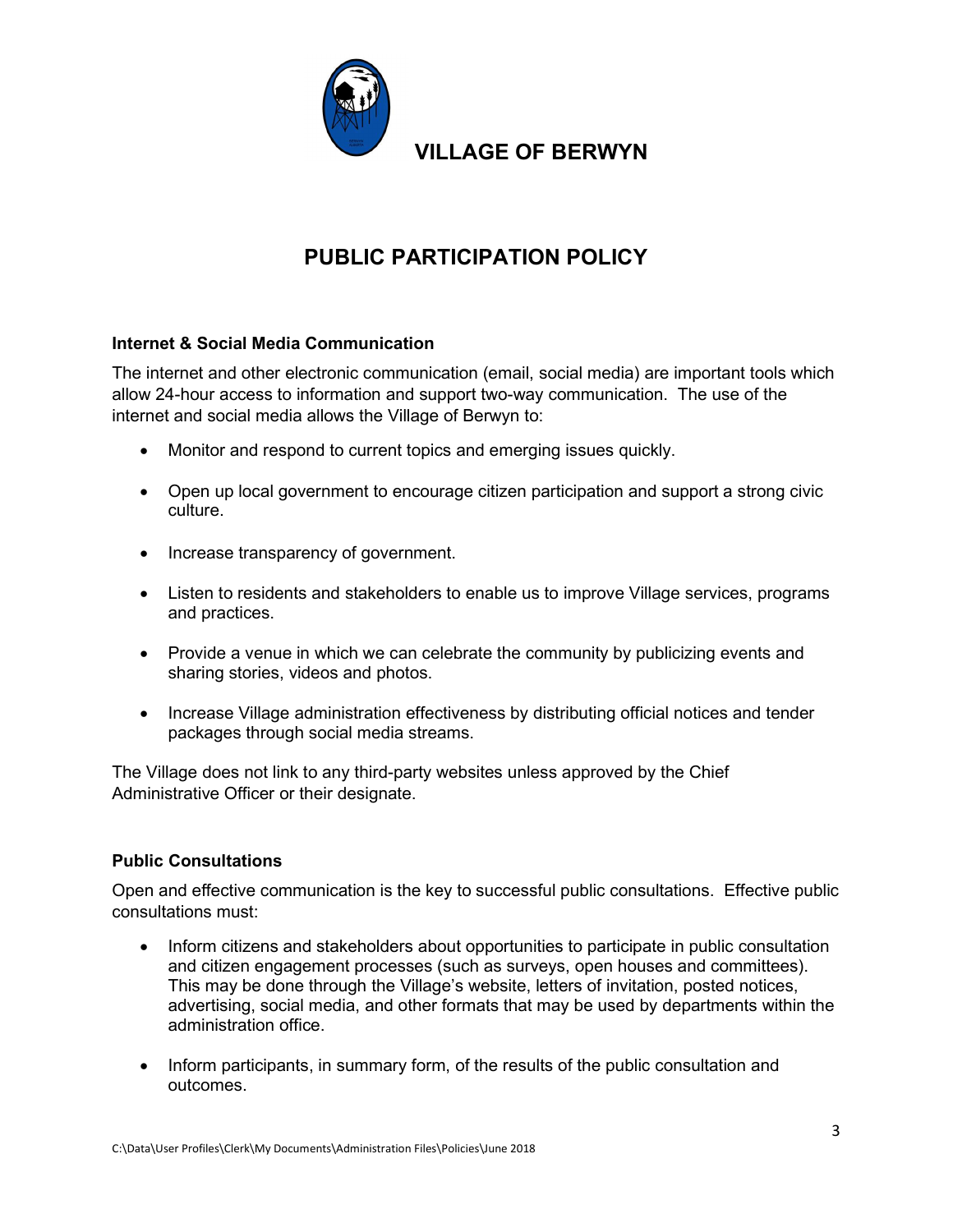# VILLAGE OF BERWYN

## PUBLIC PARTICIPATION POLICY

### Internet & Social Media Communication

The internet and other electronic communication (email, social media) are important tools which allow 24-hour access to information and support two-way communication. The use of the internet and social media allows the Village of Berwyn to:

- Monitor and respond to current topics and emerging issues quickly.
- Open up local government to encourage citizen participation and support a strong civic culture.
- Increase transparency of government.
- Listen to residents and stakeholders to enable us to improve Village services, programs and practices.
- Provide a venue in which we can celebrate the community by publicizing events and sharing stories, videos and photos.
- Increase Village administration effectiveness by distributing official notices and tender packages through social media streams.

The Village does not link to any third-party websites unless approved by the Chief Administrative Officer or their designate.

### Public Consultations

Open and effective communication is the key to successful public consultations. Effective public consultations must:

- Inform citizens and stakeholders about opportunities to participate in public consultation and citizen engagement processes (such as surveys, open houses and committees). This may be done through the Village's website, letters of invitation, posted notices, advertising, social media, and other formats that may be used by departments within the administration office.
- Inform participants, in summary form, of the results of the public consultation and outcomes.

C:\Data\User Profiles\Clerk\My Documents\Administration Files\Policies\June 2018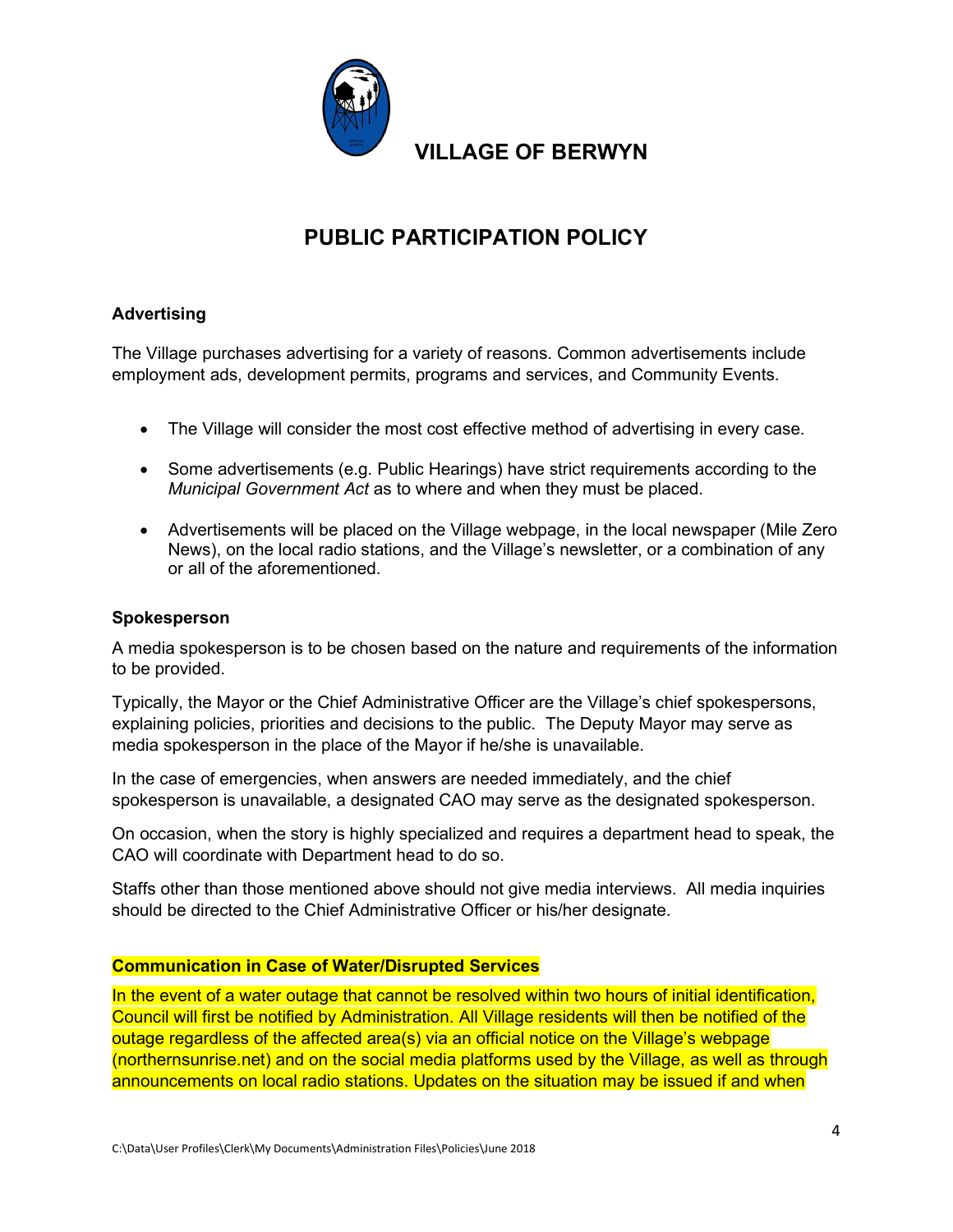# VILLAGE OF BERWYN

## PUBLIC PARTICIPATION POLICY

### Advertising

The Village purchases advertising for a variety of reasons. Common advertisements include employment ads, development permits, programs and services, and Community Events.

- The Village will consider the most cost effective method of advertising in every case.
- Some advertisements (e.g. Public Hearings) have strict requirements according to the *Municipal Government Act* as to where and when they must be placed.
- Advertisements will be placed on the Village webpage, in the local newspaper (Mile Zero News), on the local radio stations, and the Village's newsletter, or a combination of any or all of the aforementioned.

### Spokesperson

A media spokesperson is to be chosen based on the nature and requirements of the information to be provided.

Typically, the Mayor or the Chief Administrative Officer are the Village's chief spokespersons, explaining policies, priorities and decisions to the public. The Deputy Mayor may serve as media spokesperson in the place of the Mayor if he/she is unavailable.

In the case of emergencies, when answers are needed immediately, and the chief spokesperson is unavailable, a designated CAO may serve as the designated spokesperson.

On occasion, when the story is highly specialized and requires a department head to speak, the CAO will coordinate with Department head to do so.

Staffs other than those mentioned above should not give media interviews. All media inquiries should be directed to the Chief Administrative Officer or his/her designate.

### Communication in Case of Water/Disrupted Services

In the event of a water outage that cannot be resolved within two hours of initial identification, Council will first be notified by Administration. All Village residents will then be notified of the outage regardless of the affected area(s) via an official notice on the Village's webpage (northernsunrise.net) and on the social media platforms used by the Village, as well as through announcements on local radio stations. Updates on the situation may be issued if and when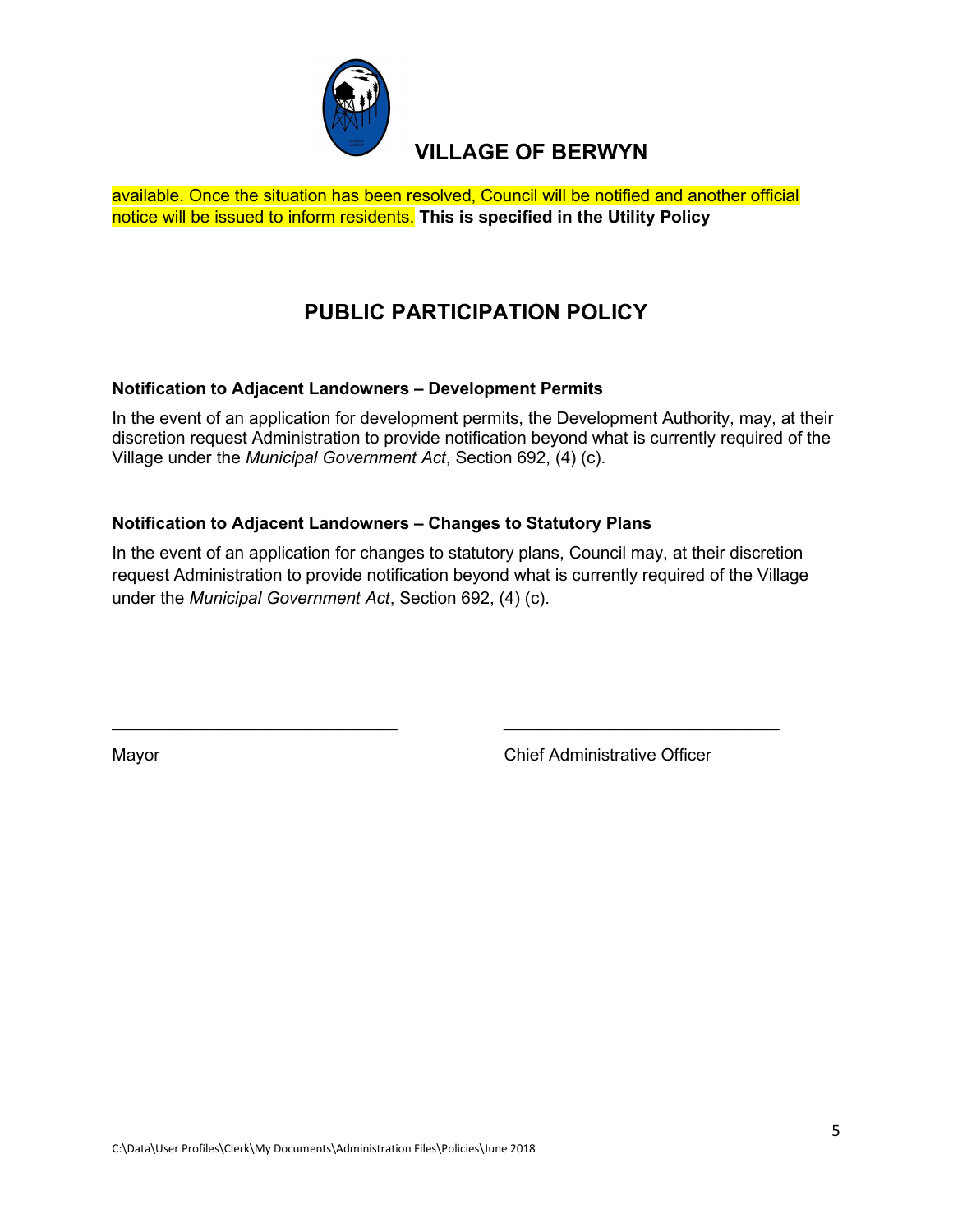available. Once the situation has been resolved, Council will be notified and another official notice will be issued to inform residents. **This is specified in the Utility Policy**

## PUBLIC PARTICIPATION POLICY

**Notification to Adjacent Landowners – Development Permits**

In the event of an application for development permits, the Development Authority, may, at their discretion request Administration to provide notification beyond what is currently required of the Village under the *Municipal Government Act*, Section 692, (4) (c).

**Notification to Adjacent Landowners – Changes to Statutory Plans**

In the event of an application for changes to statutory plans, Council may, at their discretion request Administration to provide notification beyond what is currently required of the Village under the *Municipal Government Act*, Section 692, (4) (c).

_____________________________ _____________________________

Mayor Chief Administrative Officer

C:\Data\User Profiles\Clerk\My Documents\Administration Files\Policies\June 2018